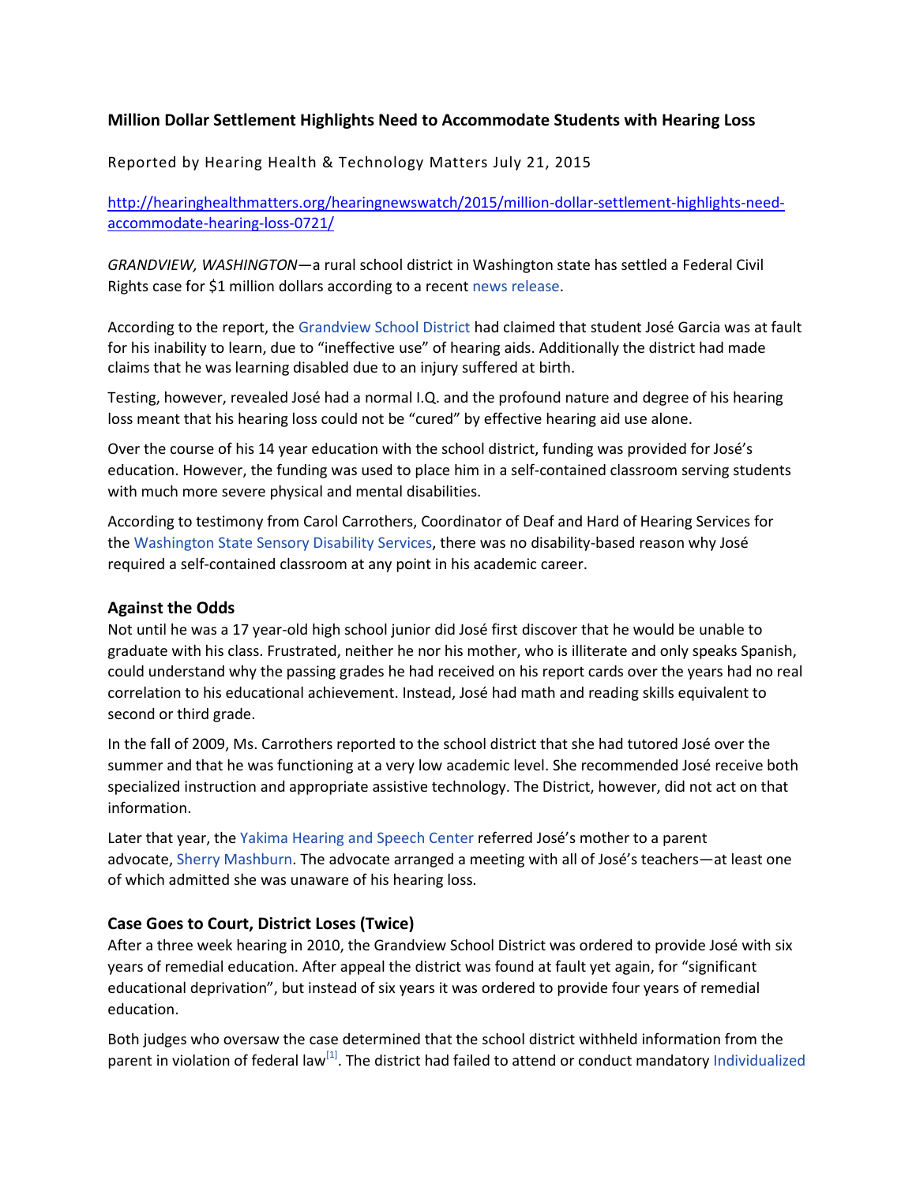## Million Dollar Settlement Highlights Need to Accommodate Students with Hearing Loss

Reported by Hearing Health & Technology Matters July 21, 2015

http://hearinghealthmatters.org/hearingnewswatch/2015/million-dollar-settlement-highlights-need-accommodate-hearing-loss-0721/

*GRANDVIEW, WASHINGTON*—a rural school district in Washington state has settled a Federal Civil Rights case for $1 million dollars according to a recent news release.

According to the report, the Grandview School District had claimed that student José Garcia was at fault for his inability to learn, due to "ineffective use" of hearing aids. Additionally the district had made claims that he was learning disabled due to an injury suffered at birth.

Testing, however, revealed José had a normal I.Q. and the profound nature and degree of his hearing loss meant that his hearing loss could not be "cured" by effective hearing aid use alone.

Over the course of his 14 year education with the school district, funding was provided for José's education. However, the funding was used to place him in a self-contained classroom serving students with much more severe physical and mental disabilities.

According to testimony from Carol Carrothers, Coordinator of Deaf and Hard of Hearing Services for the Washington State Sensory Disability Services, there was no disability-based reason why José required a self-contained classroom at any point in his academic career.

### Against the Odds

Not until he was a 17 year-old high school junior did José first discover that he would be unable to graduate with his class. Frustrated, neither he nor his mother, who is illiterate and only speaks Spanish, could understand why the passing grades he had received on his report cards over the years had no real correlation to his educational achievement. Instead, José had math and reading skills equivalent to second or third grade.

In the fall of 2009, Ms. Carrothers reported to the school district that she had tutored José over the summer and that he was functioning at a very low academic level. She recommended José receive both specialized instruction and appropriate assistive technology. The District, however, did not act on that information.

Later that year, the Yakima Hearing and Speech Center referred José's mother to a parent advocate, Sherry Mashburn. The advocate arranged a meeting with all of José's teachers—at least one of which admitted she was unaware of his hearing loss.

### Case Goes to Court, District Loses (Twice)

After a three week hearing in 2010, the Grandview School District was ordered to provide José with six years of remedial education. After appeal the district was found at fault yet again, for "significant educational deprivation", but instead of six years it was ordered to provide four years of remedial education.

Both judges who oversaw the case determined that the school district withheld information from the parent in violation of federal law[1]. The district had failed to attend or conduct mandatory Individualized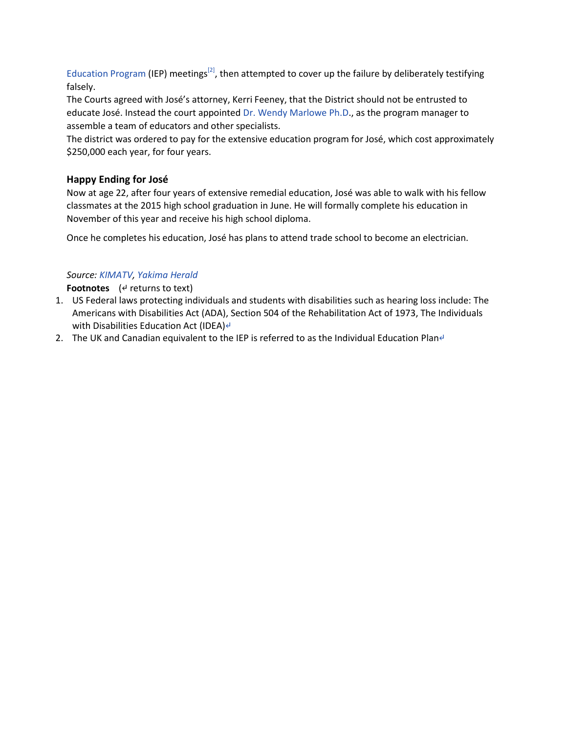Education Program (IEP) meetings[2], then attempted to cover up the failure by deliberately testifying falsely.

The Courts agreed with José's attorney, Kerri Feeney, that the District should not be entrusted to educate José. Instead the court appointed Dr. Wendy Marlowe Ph.D., as the program manager to assemble a team of educators and other specialists.

The district was ordered to pay for the extensive education program for José, which cost approximately $250,000 each year, for four years.

### Happy Ending for José

Now at age 22, after four years of extensive remedial education, José was able to walk with his fellow classmates at the 2015 high school graduation in June. He will formally complete his education in November of this year and receive his high school diploma.

Once he completes his education, José has plans to attend trade school to become an electrician.

*Source: KIMATV, Yakima Herald*

**Footnotes** (↵ returns to text)

1. US Federal laws protecting individuals and students with disabilities such as hearing loss include: The Americans with Disabilities Act (ADA), Section 504 of the Rehabilitation Act of 1973, The Individuals with Disabilities Education Act (IDEA)↵
2. The UK and Canadian equivalent to the IEP is referred to as the Individual Education Plan↵